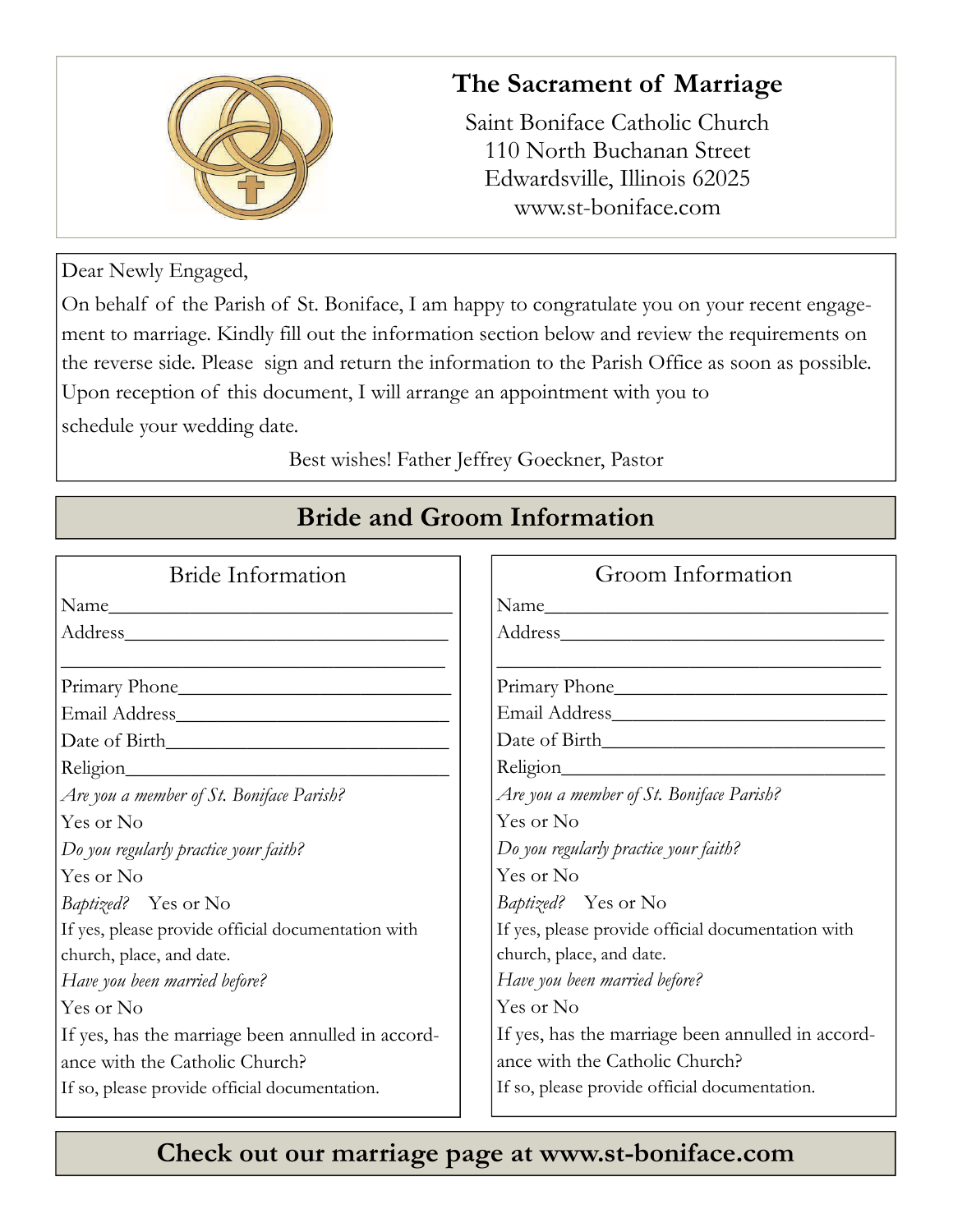# The Sacrament of Marriage

Saint Boniface Catholic Church
110 North Buchanan Street
Edwardsville, Illinois 62025
www.st-boniface.com

Dear Newly Engaged,

On behalf of the Parish of St. Boniface, I am happy to congratulate you on your recent engagement to marriage. Kindly fill out the information section below and review the requirements on the reverse side. Please sign and return the information to the Parish Office as soon as possible. Upon reception of this document, I will arrange an appointment with you to schedule your wedding date.

Best wishes! Father Jeffrey Goeckner, Pastor

## Bride and Groom Information

### Bride Information

Name___________________________________

Address_________________________________

_______________________________________

Primary Phone___________________________

Email Address___________________________

Date of Birth____________________________

Religion________________________________

*Are you a member of St. Boniface Parish?*

Yes or No

*Do you regularly practice your faith?*

Yes or No

*Baptized?* Yes or No

If yes, please provide official documentation with church, place, and date.

*Have you been married before?*

Yes or No

If yes, has the marriage been annulled in accordance with the Catholic Church?

If so, please provide official documentation.

### Groom Information

Name___________________________________

Address_________________________________

_______________________________________

Primary Phone___________________________

Email Address___________________________

Date of Birth____________________________

Religion________________________________

*Are you a member of St. Boniface Parish?*

Yes or No

*Do you regularly practice your faith?*

Yes or No

*Baptized?* Yes or No

If yes, please provide official documentation with church, place, and date.

*Have you been married before?*

Yes or No

If yes, has the marriage been annulled in accordance with the Catholic Church?

If so, please provide official documentation.

## Check out our marriage page at www.st-boniface.com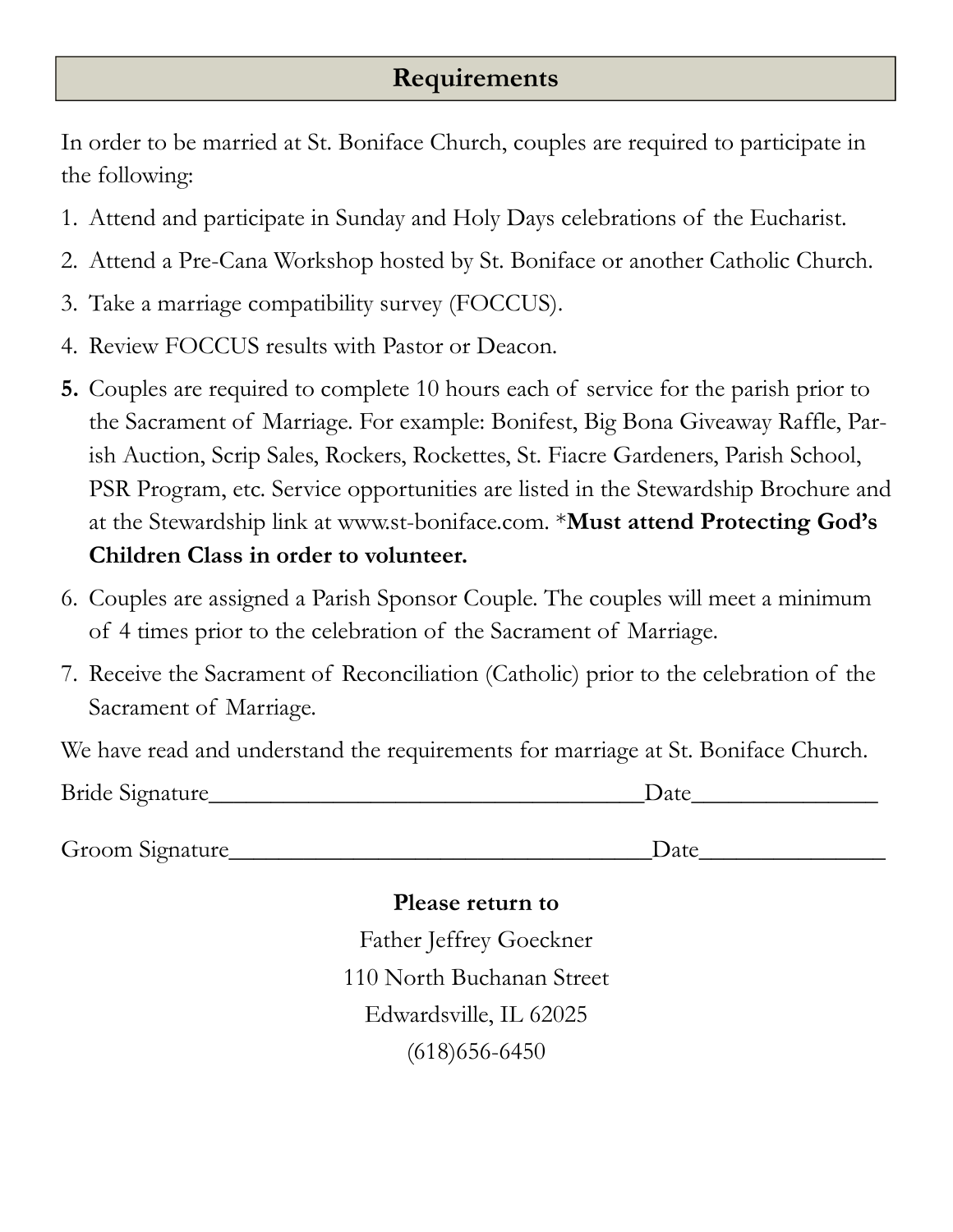## Requirements

In order to be married at St. Boniface Church, couples are required to participate in the following:

1. Attend and participate in Sunday and Holy Days celebrations of the Eucharist.
2. Attend a Pre-Cana Workshop hosted by St. Boniface or another Catholic Church.
3. Take a marriage compatibility survey (FOCCUS).
4. Review FOCCUS results with Pastor or Deacon.
5. Couples are required to complete 10 hours each of service for the parish prior to the Sacrament of Marriage. For example: Bonifest, Big Bona Giveaway Raffle, Parish Auction, Scrip Sales, Rockers, Rockettes, St. Fiacre Gardeners, Parish School, PSR Program, etc. Service opportunities are listed in the Stewardship Brochure and at the Stewardship link at www.st-boniface.com. ***Must attend Protecting God's Children Class in order to volunteer.**
6. Couples are assigned a Parish Sponsor Couple. The couples will meet a minimum of 4 times prior to the celebration of the Sacrament of Marriage.
7. Receive the Sacrament of Reconciliation (Catholic) prior to the celebration of the Sacrament of Marriage.

We have read and understand the requirements for marriage at St. Boniface Church.

Bride Signature_____________________________________Date_______________

Groom Signature____________________________________Date_______________

**Please return to**

Father Jeffrey Goeckner

110 North Buchanan Street

Edwardsville, IL 62025

(618)656-6450